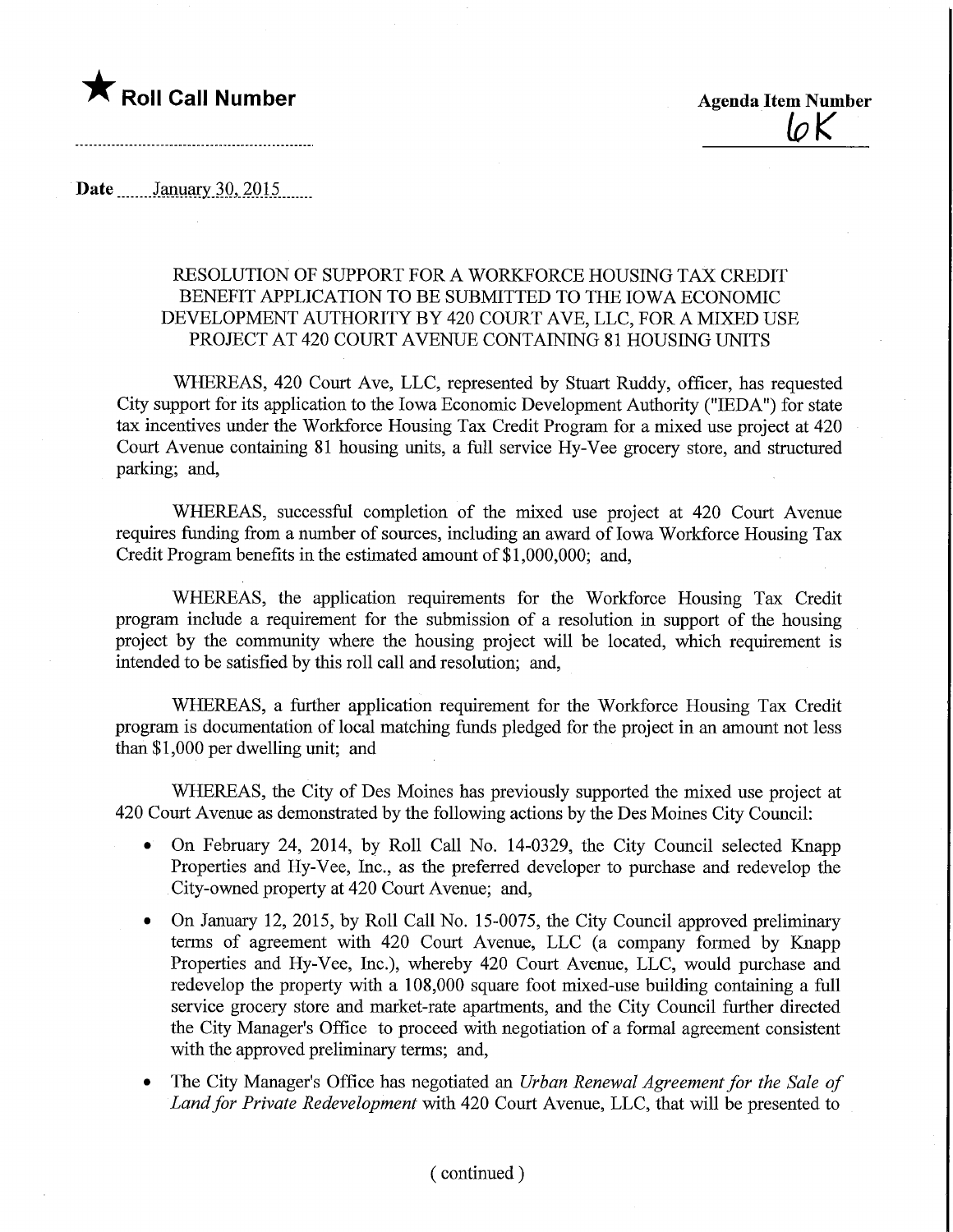★ **Roll Call Number**

**Agenda Item Number**
6K

**Date** January 30, 2015

RESOLUTION OF SUPPORT FOR A WORKFORCE HOUSING TAX CREDIT BENEFIT APPLICATION TO BE SUBMITTED TO THE IOWA ECONOMIC DEVELOPMENT AUTHORITY BY 420 COURT AVE, LLC, FOR A MIXED USE PROJECT AT 420 COURT AVENUE CONTAINING 81 HOUSING UNITS

WHEREAS, 420 Court Ave, LLC, represented by Stuart Ruddy, officer, has requested City support for its application to the Iowa Economic Development Authority ("IEDA") for state tax incentives under the Workforce Housing Tax Credit Program for a mixed use project at 420 Court Avenue containing 81 housing units, a full service Hy-Vee grocery store, and structured parking; and,

WHEREAS, successful completion of the mixed use project at 420 Court Avenue requires funding from a number of sources, including an award of Iowa Workforce Housing Tax Credit Program benefits in the estimated amount of $1,000,000; and,

WHEREAS, the application requirements for the Workforce Housing Tax Credit program include a requirement for the submission of a resolution in support of the housing project by the community where the housing project will be located, which requirement is intended to be satisfied by this roll call and resolution; and,

WHEREAS, a further application requirement for the Workforce Housing Tax Credit program is documentation of local matching funds pledged for the project in an amount not less than $1,000 per dwelling unit; and

WHEREAS, the City of Des Moines has previously supported the mixed use project at 420 Court Avenue as demonstrated by the following actions by the Des Moines City Council:

- On February 24, 2014, by Roll Call No. 14-0329, the City Council selected Knapp Properties and Hy-Vee, Inc., as the preferred developer to purchase and redevelop the City-owned property at 420 Court Avenue; and,
- On January 12, 2015, by Roll Call No. 15-0075, the City Council approved preliminary terms of agreement with 420 Court Avenue, LLC (a company formed by Knapp Properties and Hy-Vee, Inc.), whereby 420 Court Avenue, LLC, would purchase and redevelop the property with a 108,000 square foot mixed-use building containing a full service grocery store and market-rate apartments, and the City Council further directed the City Manager's Office to proceed with negotiation of a formal agreement consistent with the approved preliminary terms; and,
- The City Manager's Office has negotiated an *Urban Renewal Agreement for the Sale of Land for Private Redevelopment* with 420 Court Avenue, LLC, that will be presented to

( continued )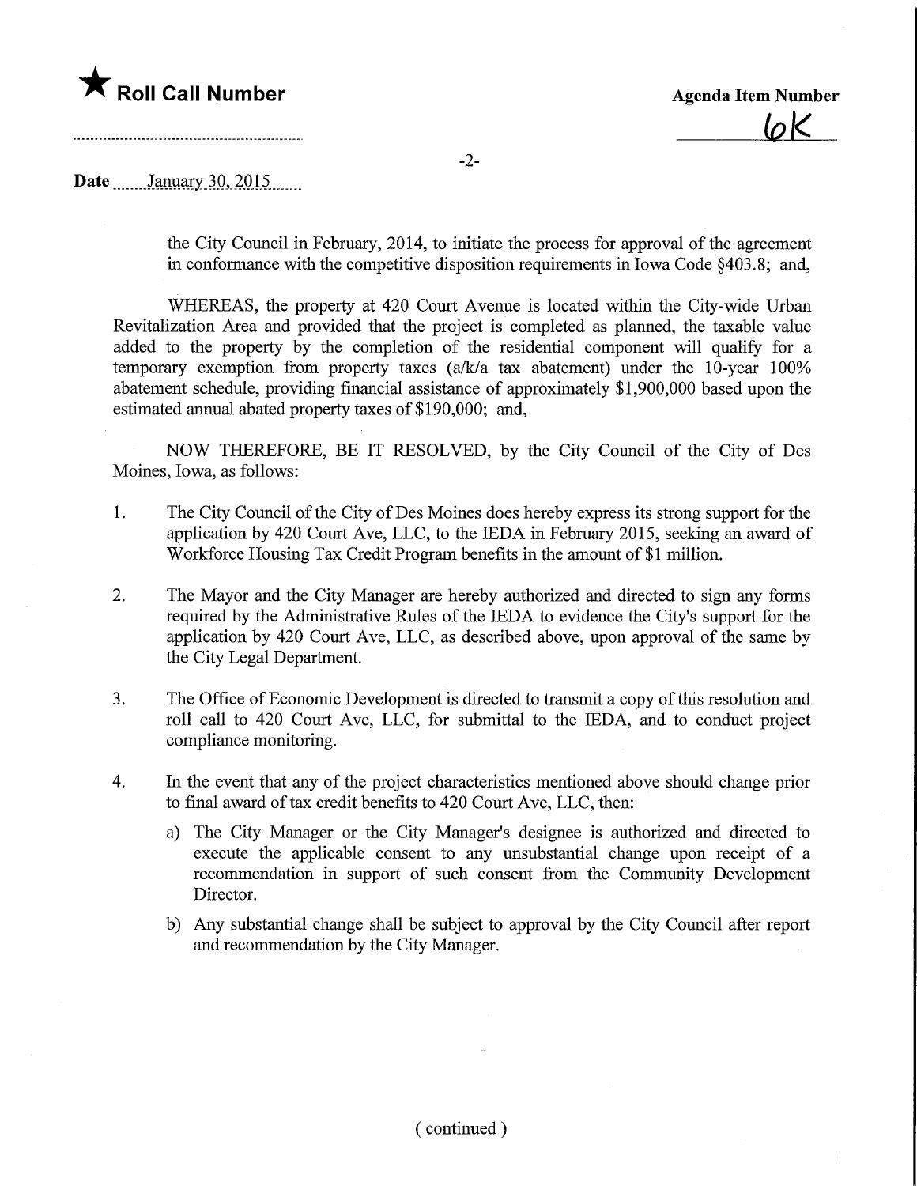★ Roll Call Number

Agenda Item Number 6K

Date January 30, 2015

the City Council in February, 2014, to initiate the process for approval of the agreement in conformance with the competitive disposition requirements in Iowa Code §403.8; and,

WHEREAS, the property at 420 Court Avenue is located within the City-wide Urban Revitalization Area and provided that the project is completed as planned, the taxable value added to the property by the completion of the residential component will qualify for a temporary exemption from property taxes (a/k/a tax abatement) under the 10-year 100% abatement schedule, providing financial assistance of approximately $1,900,000 based upon the estimated annual abated property taxes of $190,000; and,

NOW THEREFORE, BE IT RESOLVED, by the City Council of the City of Des Moines, Iowa, as follows:

1. The City Council of the City of Des Moines does hereby express its strong support for the application by 420 Court Ave, LLC, to the IEDA in February 2015, seeking an award of Workforce Housing Tax Credit Program benefits in the amount of $1 million.

2. The Mayor and the City Manager are hereby authorized and directed to sign any forms required by the Administrative Rules of the IEDA to evidence the City's support for the application by 420 Court Ave, LLC, as described above, upon approval of the same by the City Legal Department.

3. The Office of Economic Development is directed to transmit a copy of this resolution and roll call to 420 Court Ave, LLC, for submittal to the IEDA, and to conduct project compliance monitoring.

4. In the event that any of the project characteristics mentioned above should change prior to final award of tax credit benefits to 420 Court Ave, LLC, then:

   a) The City Manager or the City Manager's designee is authorized and directed to execute the applicable consent to any unsubstantial change upon receipt of a recommendation in support of such consent from the Community Development Director.

   b) Any substantial change shall be subject to approval by the City Council after report and recommendation by the City Manager.

( continued )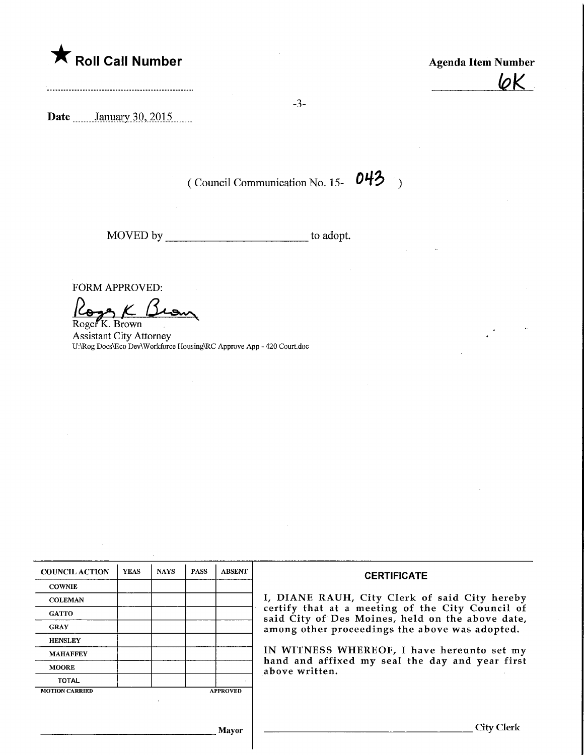★ **Roll Call Number**

**Agenda Item Number**

6K

**Date** January 30, 2015

( Council Communication No. 15- 043 )

MOVED by ________________________ to adopt.

FORM APPROVED:

Roger K. Brown
Assistant City Attorney
U:\Rog Docs\Eco Dev\Workforce Housing\RC Approve App - 420 Court.doc

| COUNCIL ACTION | YEAS | NAYS | PASS | ABSENT |
|---|---|---|---|---|
| COWNIE | | | | |
| COLEMAN | | | | |
| GATTO | | | | |
| GRAY | | | | |
| HENSLEY | | | | |
| MAHAFFEY | | | | |
| MOORE | | | | |
| TOTAL | | | | |

MOTION CARRIED APPROVED

________________________ Mayor

**CERTIFICATE**

I, DIANE RAUH, City Clerk of said City hereby certify that at a meeting of the City Council of said City of Des Moines, held on the above date, among other proceedings the above was adopted.

IN WITNESS WHEREOF, I have hereunto set my hand and affixed my seal the day and year first above written.

________________________ City Clerk